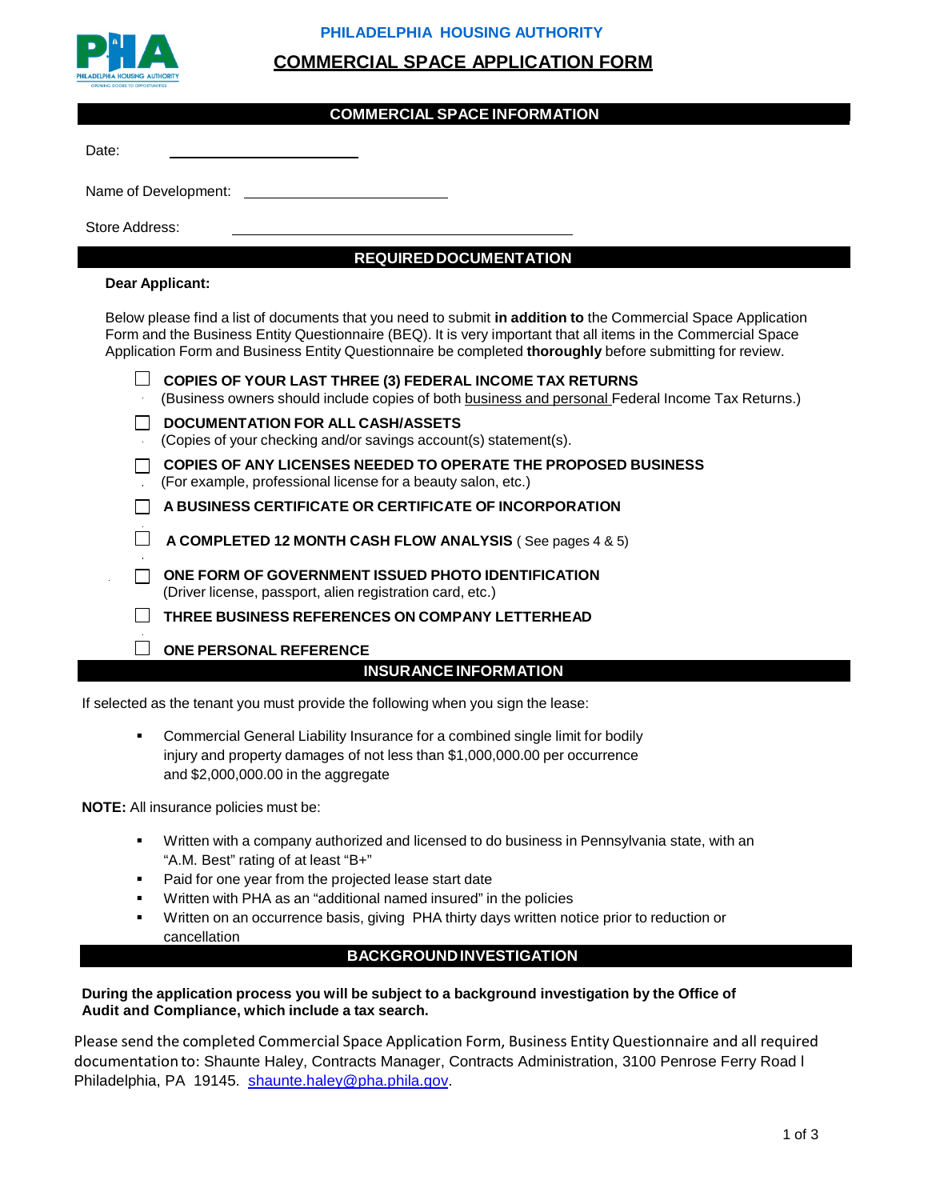PHILADELPHIA HOUSING AUTHORITY

# COMMERCIAL SPACE APPLICATION FORM

## COMMERCIAL SPACE INFORMATION

Date: ____________________

Name of Development: ____________________

Store Address: ________________________________________

## REQUIRED DOCUMENTATION

**Dear Applicant:**

Below please find a list of documents that you need to submit **in addition to** the Commercial Space Application Form and the Business Entity Questionnaire (BEQ). It is very important that all items in the Commercial Space Application Form and Business Entity Questionnaire be completed **thoroughly** before submitting for review.

- ☐ **COPIES OF YOUR LAST THREE (3) FEDERAL INCOME TAX RETURNS**
  (Business owners should include copies of both <u>business and personal</u> Federal Income Tax Returns.)
- ☐ **DOCUMENTATION FOR ALL CASH/ASSETS**
  (Copies of your checking and/or savings account(s) statement(s).
- ☐ **COPIES OF ANY LICENSES NEEDED TO OPERATE THE PROPOSED BUSINESS**
  (For example, professional license for a beauty salon, etc.)
- ☐ **A BUSINESS CERTIFICATE OR CERTIFICATE OF INCORPORATION**
- ☐ **A COMPLETED 12 MONTH CASH FLOW ANALYSIS** ( See pages 4 & 5)
- ☐ **ONE FORM OF GOVERNMENT ISSUED PHOTO IDENTIFICATION**
  (Driver license, passport, alien registration card, etc.)
- ☐ **THREE BUSINESS REFERENCES ON COMPANY LETTERHEAD**
- ☐ **ONE PERSONAL REFERENCE**

## INSURANCE INFORMATION

If selected as the tenant you must provide the following when you sign the lease:

- Commercial General Liability Insurance for a combined single limit for bodily injury and property damages of not less than $1,000,000.00 per occurrence and $2,000,000.00 in the aggregate

**NOTE:** All insurance policies must be:

- Written with a company authorized and licensed to do business in Pennsylvania state, with an "A.M. Best" rating of at least "B+"
- Paid for one year from the projected lease start date
- Written with PHA as an "additional named insured" in the policies
- Written on an occurrence basis, giving PHA thirty days written notice prior to reduction or cancellation

## BACKGROUND INVESTIGATION

**During the application process you will be subject to a background investigation by the Office of Audit and Compliance, which include a tax search.**

Please send the completed Commercial Space Application Form, Business Entity Questionnaire and all required documentation to: Shaunte Haley, Contracts Manager, Contracts Administration, 3100 Penrose Ferry Road l Philadelphia, PA 19145. [shaunte.haley@pha.phila.gov](mailto:shaunte.haley@pha.phila.gov).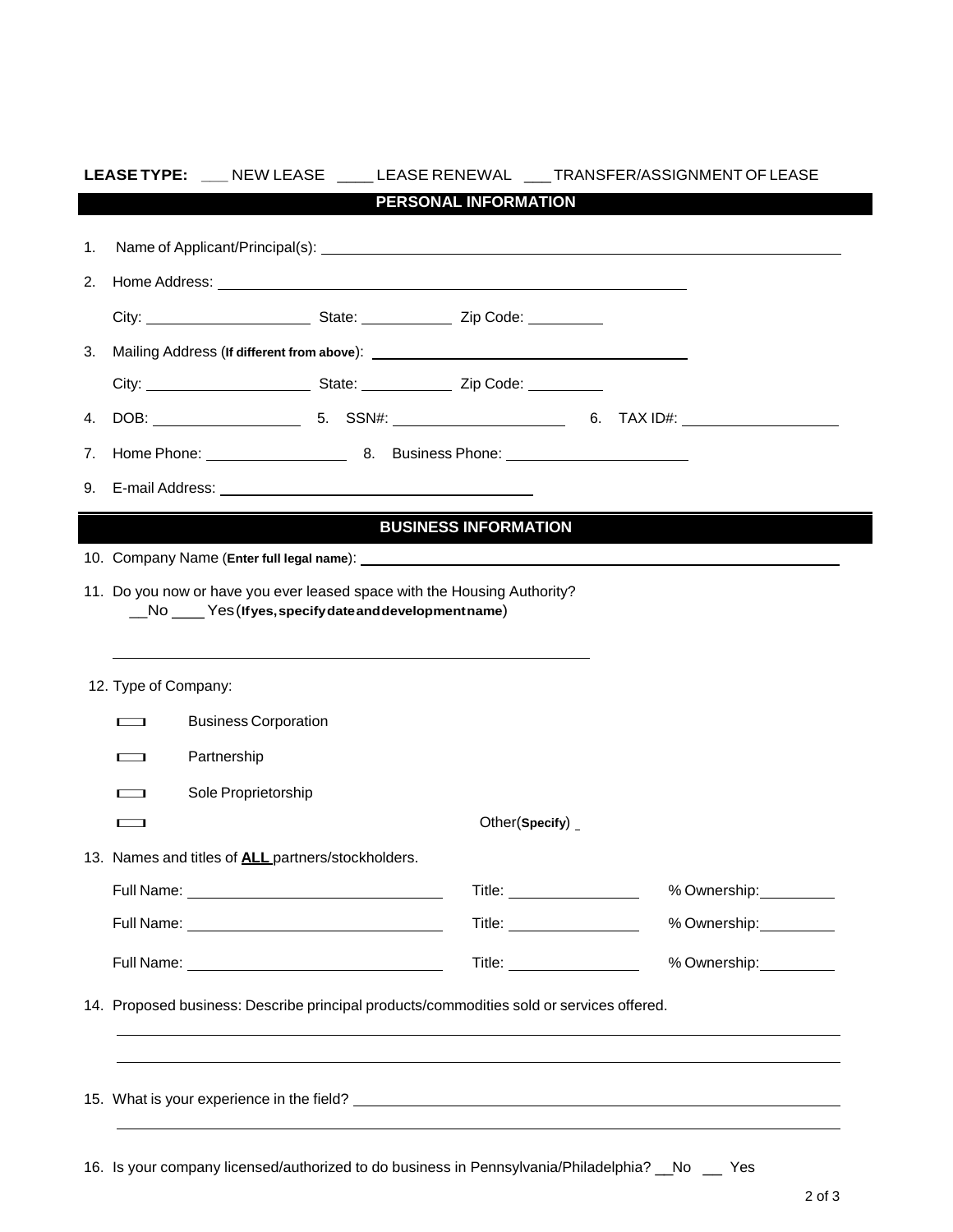**LEASE TYPE:** ___ NEW LEASE ____ LEASE RENEWAL ___ TRANSFER/ASSIGNMENT OF LEASE

## PERSONAL INFORMATION

1. Name of Applicant/Principal(s): ______________________________

2. Home Address: ______________________________

   City: ____________ State: ____________ Zip Code: ____________

3. Mailing Address (**If different from above**): ______________________________

   City: ____________ State: ____________ Zip Code: ____________

4. DOB: ____________ 5. SSN#: ____________ 6. TAX ID#: ____________

7. Home Phone: ____________ 8. Business Phone: ____________

9. E-mail Address: ______________________________

## BUSINESS INFORMATION

10. Company Name (**Enter full legal name**): ______________________________

11. Do you now or have you ever leased space with the Housing Authority?
    __No ____ Yes (**If yes, specify date and development name**)

    ______________________________

12. Type of Company:

    ☐ Business Corporation

    ☐ Partnership

    ☐ Sole Proprietorship

    ☐ Other(**Specify**) _

13. Names and titles of **ALL** partners/stockholders.

    Full Name: ____________ Title: ____________ % Ownership: ____________

    Full Name: ____________ Title: ____________ % Ownership: ____________

    Full Name: ____________ Title: ____________ % Ownership: ____________

14. Proposed business: Describe principal products/commodities sold or services offered.

    ______________________________

    ______________________________

15. What is your experience in the field? ______________________________

    ______________________________

16. Is your company licensed/authorized to do business in Pennsylvania/Philadelphia? __No __ Yes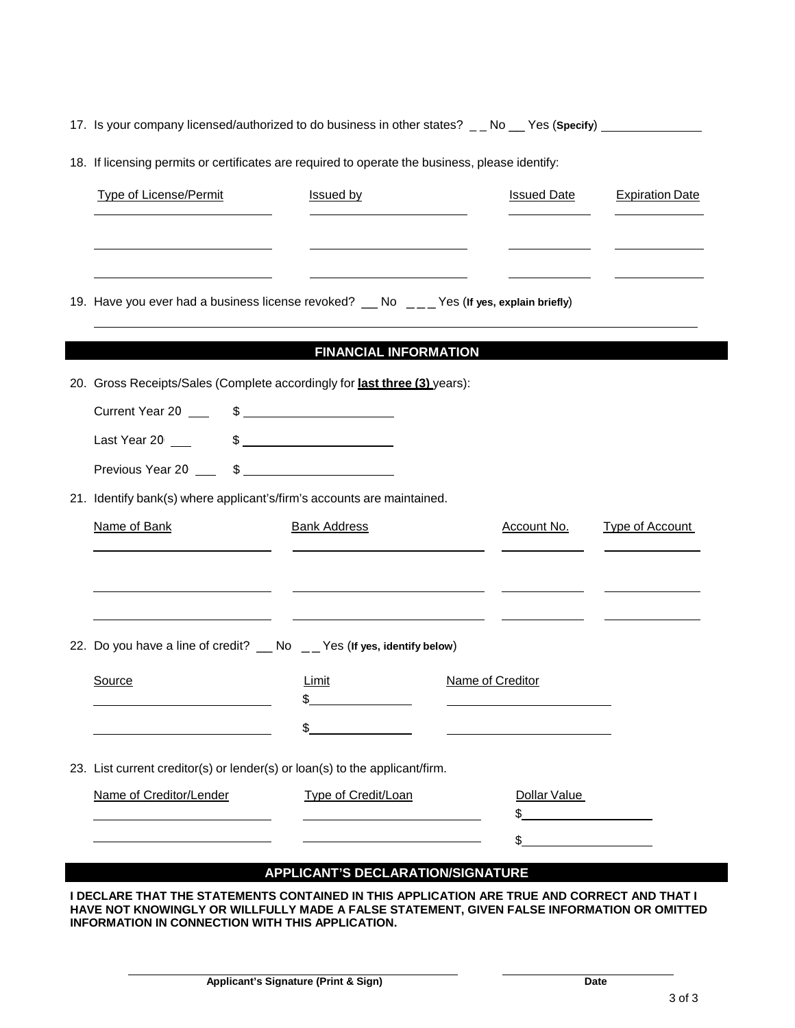17. Is your company licensed/authorized to do business in other states? __ No __ Yes (**Specify**) ______________

18. If licensing permits or certificates are required to operate the business, please identify:

| Type of License/Permit | Issued by | Issued Date | Expiration Date |
|---|---|---|---|
| | | | |
| | | | |
| | | | |

19. Have you ever had a business license revoked? __ No ___ Yes (**If yes, explain briefly**)

______________________________________________________________________________

## FINANCIAL INFORMATION

20. Gross Receipts/Sales (Complete accordingly for **last three (3)** years):

Current Year 20 ___ $ ____________________

Last Year 20 ___ $ ____________________

Previous Year 20 ___ $ ____________________

21. Identify bank(s) where applicant's/firm's accounts are maintained.

| Name of Bank | Bank Address | Account No. | Type of Account |
|---|---|---|---|
| | | | |
| | | | |
| | | | |

22. Do you have a line of credit? __ No __ Yes (**If yes, identify below**)

| Source | Limit | Name of Creditor |
|---|---|---|
| | $ | |
| | $ | |

23. List current creditor(s) or lender(s) or loan(s) to the applicant/firm.

| Name of Creditor/Lender | Type of Credit/Loan | Dollar Value |
|---|---|---|
| | | $ |
| | | $ |

## APPLICANT'S DECLARATION/SIGNATURE

**I DECLARE THAT THE STATEMENTS CONTAINED IN THIS APPLICATION ARE TRUE AND CORRECT AND THAT I HAVE NOT KNOWINGLY OR WILLFULLY MADE A FALSE STATEMENT, GIVEN FALSE INFORMATION OR OMITTED INFORMATION IN CONNECTION WITH THIS APPLICATION.**

______________________________ ______________________

**Applicant's Signature (Print & Sign)** **Date**